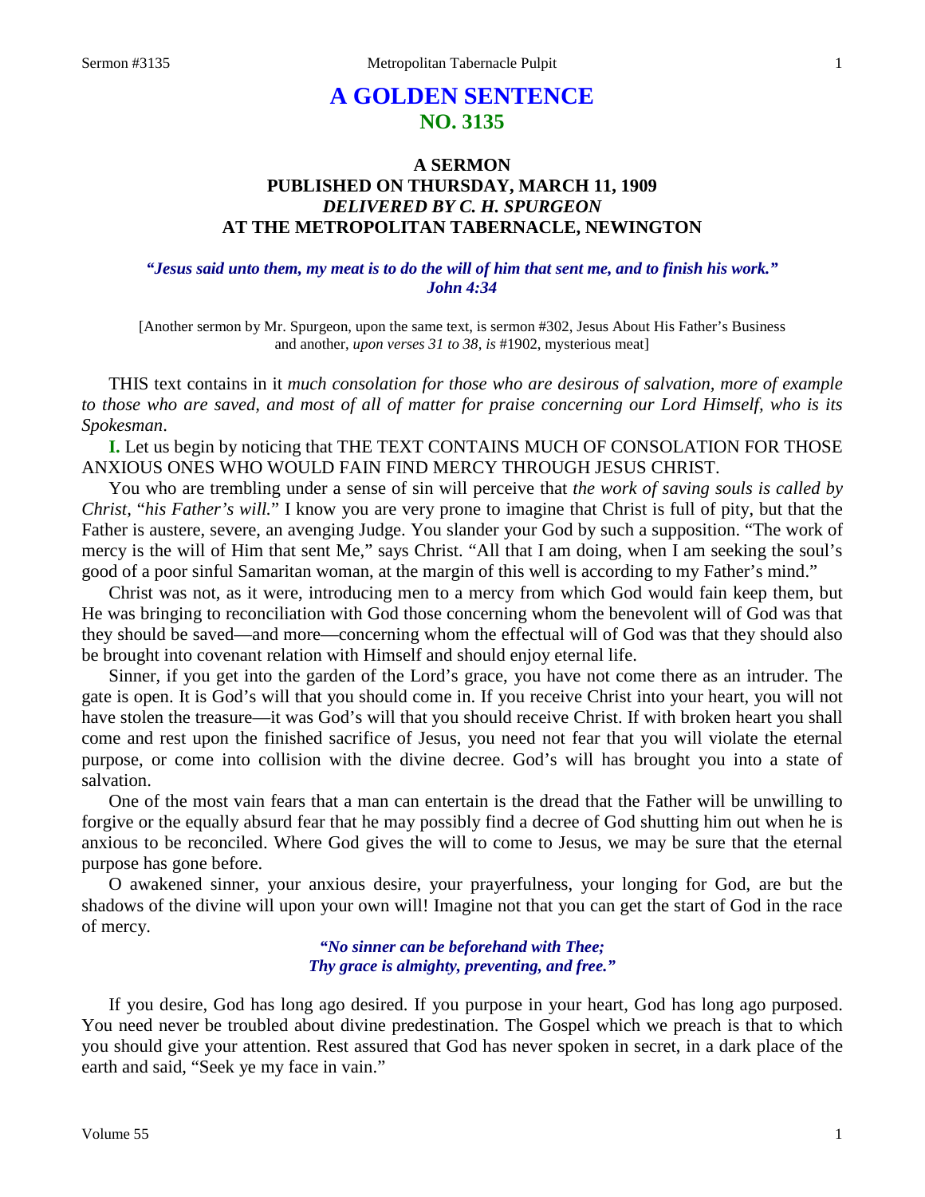# A GOLDEN SENTENCE
## NO. 3135

### A SERMON
### PUBLISHED ON THURSDAY, MARCH 11, 1909
### *DELIVERED BY C. H. SPURGEON*
### AT THE METROPOLITAN TABERNACLE, NEWINGTON

***"Jesus said unto them, my meat is to do the will of him that sent me, and to finish his work." John 4:34***

[Another sermon by Mr. Spurgeon, upon the same text, is sermon #302, Jesus About His Father's Business and another, *upon verses 31 to 38, is* #1902, mysterious meat]

THIS text contains in it *much consolation for those who are desirous of salvation, more of example to those who are saved, and most of all of matter for praise concerning our Lord Himself, who is its Spokesman*.

**I.** Let us begin by noticing that THE TEXT CONTAINS MUCH OF CONSOLATION FOR THOSE ANXIOUS ONES WHO WOULD FAIN FIND MERCY THROUGH JESUS CHRIST.

You who are trembling under a sense of sin will perceive that *the work of saving souls is called by Christ,* "*his Father's will.*" I know you are very prone to imagine that Christ is full of pity, but that the Father is austere, severe, an avenging Judge. You slander your God by such a supposition. "The work of mercy is the will of Him that sent Me," says Christ. "All that I am doing, when I am seeking the soul's good of a poor sinful Samaritan woman, at the margin of this well is according to my Father's mind."

Christ was not, as it were, introducing men to a mercy from which God would fain keep them, but He was bringing to reconciliation with God those concerning whom the benevolent will of God was that they should be saved—and more—concerning whom the effectual will of God was that they should also be brought into covenant relation with Himself and should enjoy eternal life.

Sinner, if you get into the garden of the Lord's grace, you have not come there as an intruder. The gate is open. It is God's will that you should come in. If you receive Christ into your heart, you will not have stolen the treasure—it was God's will that you should receive Christ. If with broken heart you shall come and rest upon the finished sacrifice of Jesus, you need not fear that you will violate the eternal purpose, or come into collision with the divine decree. God's will has brought you into a state of salvation.

One of the most vain fears that a man can entertain is the dread that the Father will be unwilling to forgive or the equally absurd fear that he may possibly find a decree of God shutting him out when he is anxious to be reconciled. Where God gives the will to come to Jesus, we may be sure that the eternal purpose has gone before.

O awakened sinner, your anxious desire, your prayerfulness, your longing for God, are but the shadows of the divine will upon your own will! Imagine not that you can get the start of God in the race of mercy.

> ***"No sinner can be beforehand with Thee;***
> ***Thy grace is almighty, preventing, and free."***

If you desire, God has long ago desired. If you purpose in your heart, God has long ago purposed. You need never be troubled about divine predestination. The Gospel which we preach is that to which you should give your attention. Rest assured that God has never spoken in secret, in a dark place of the earth and said, "Seek ye my face in vain."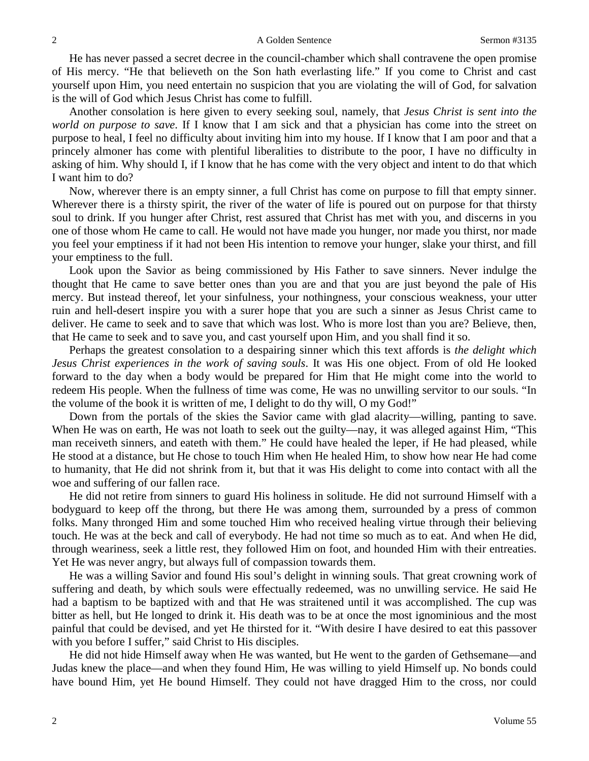He has never passed a secret decree in the council-chamber which shall contravene the open promise of His mercy. "He that believeth on the Son hath everlasting life." If you come to Christ and cast yourself upon Him, you need entertain no suspicion that you are violating the will of God, for salvation is the will of God which Jesus Christ has come to fulfill.

Another consolation is here given to every seeking soul, namely, that *Jesus Christ is sent into the world on purpose to save*. If I know that I am sick and that a physician has come into the street on purpose to heal, I feel no difficulty about inviting him into my house. If I know that I am poor and that a princely almoner has come with plentiful liberalities to distribute to the poor, I have no difficulty in asking of him. Why should I, if I know that he has come with the very object and intent to do that which I want him to do?

Now, wherever there is an empty sinner, a full Christ has come on purpose to fill that empty sinner. Wherever there is a thirsty spirit, the river of the water of life is poured out on purpose for that thirsty soul to drink. If you hunger after Christ, rest assured that Christ has met with you, and discerns in you one of those whom He came to call. He would not have made you hunger, nor made you thirst, nor made you feel your emptiness if it had not been His intention to remove your hunger, slake your thirst, and fill your emptiness to the full.

Look upon the Savior as being commissioned by His Father to save sinners. Never indulge the thought that He came to save better ones than you are and that you are just beyond the pale of His mercy. But instead thereof, let your sinfulness, your nothingness, your conscious weakness, your utter ruin and hell-desert inspire you with a surer hope that you are such a sinner as Jesus Christ came to deliver. He came to seek and to save that which was lost. Who is more lost than you are? Believe, then, that He came to seek and to save you, and cast yourself upon Him, and you shall find it so.

Perhaps the greatest consolation to a despairing sinner which this text affords is *the delight which Jesus Christ experiences in the work of saving souls*. It was His one object. From of old He looked forward to the day when a body would be prepared for Him that He might come into the world to redeem His people. When the fullness of time was come, He was no unwilling servitor to our souls. "In the volume of the book it is written of me, I delight to do thy will, O my God!"

Down from the portals of the skies the Savior came with glad alacrity—willing, panting to save. When He was on earth, He was not loath to seek out the guilty—nay, it was alleged against Him, "This man receiveth sinners, and eateth with them." He could have healed the leper, if He had pleased, while He stood at a distance, but He chose to touch Him when He healed Him, to show how near He had come to humanity, that He did not shrink from it, but that it was His delight to come into contact with all the woe and suffering of our fallen race.

He did not retire from sinners to guard His holiness in solitude. He did not surround Himself with a bodyguard to keep off the throng, but there He was among them, surrounded by a press of common folks. Many thronged Him and some touched Him who received healing virtue through their believing touch. He was at the beck and call of everybody. He had not time so much as to eat. And when He did, through weariness, seek a little rest, they followed Him on foot, and hounded Him with their entreaties. Yet He was never angry, but always full of compassion towards them.

He was a willing Savior and found His soul's delight in winning souls. That great crowning work of suffering and death, by which souls were effectually redeemed, was no unwilling service. He said He had a baptism to be baptized with and that He was straitened until it was accomplished. The cup was bitter as hell, but He longed to drink it. His death was to be at once the most ignominious and the most painful that could be devised, and yet He thirsted for it. "With desire I have desired to eat this passover with you before I suffer," said Christ to His disciples.

He did not hide Himself away when He was wanted, but He went to the garden of Gethsemane—and Judas knew the place—and when they found Him, He was willing to yield Himself up. No bonds could have bound Him, yet He bound Himself. They could not have dragged Him to the cross, nor could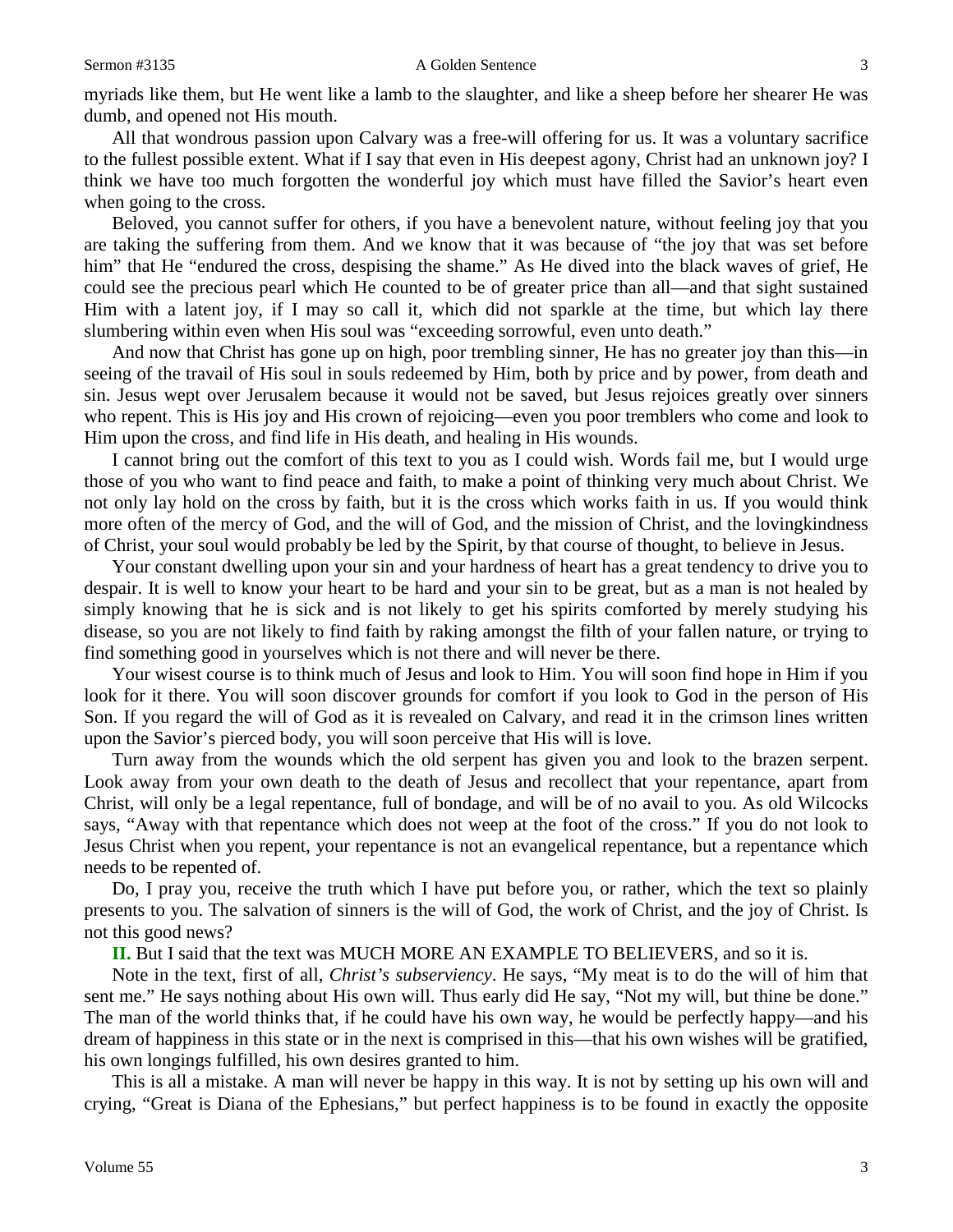myriads like them, but He went like a lamb to the slaughter, and like a sheep before her shearer He was dumb, and opened not His mouth.

All that wondrous passion upon Calvary was a free-will offering for us. It was a voluntary sacrifice to the fullest possible extent. What if I say that even in His deepest agony, Christ had an unknown joy? I think we have too much forgotten the wonderful joy which must have filled the Savior's heart even when going to the cross.

Beloved, you cannot suffer for others, if you have a benevolent nature, without feeling joy that you are taking the suffering from them. And we know that it was because of "the joy that was set before him" that He "endured the cross, despising the shame." As He dived into the black waves of grief, He could see the precious pearl which He counted to be of greater price than all—and that sight sustained Him with a latent joy, if I may so call it, which did not sparkle at the time, but which lay there slumbering within even when His soul was "exceeding sorrowful, even unto death."

And now that Christ has gone up on high, poor trembling sinner, He has no greater joy than this—in seeing of the travail of His soul in souls redeemed by Him, both by price and by power, from death and sin. Jesus wept over Jerusalem because it would not be saved, but Jesus rejoices greatly over sinners who repent. This is His joy and His crown of rejoicing—even you poor tremblers who come and look to Him upon the cross, and find life in His death, and healing in His wounds.

I cannot bring out the comfort of this text to you as I could wish. Words fail me, but I would urge those of you who want to find peace and faith, to make a point of thinking very much about Christ. We not only lay hold on the cross by faith, but it is the cross which works faith in us. If you would think more often of the mercy of God, and the will of God, and the mission of Christ, and the lovingkindness of Christ, your soul would probably be led by the Spirit, by that course of thought, to believe in Jesus.

Your constant dwelling upon your sin and your hardness of heart has a great tendency to drive you to despair. It is well to know your heart to be hard and your sin to be great, but as a man is not healed by simply knowing that he is sick and is not likely to get his spirits comforted by merely studying his disease, so you are not likely to find faith by raking amongst the filth of your fallen nature, or trying to find something good in yourselves which is not there and will never be there.

Your wisest course is to think much of Jesus and look to Him. You will soon find hope in Him if you look for it there. You will soon discover grounds for comfort if you look to God in the person of His Son. If you regard the will of God as it is revealed on Calvary, and read it in the crimson lines written upon the Savior's pierced body, you will soon perceive that His will is love.

Turn away from the wounds which the old serpent has given you and look to the brazen serpent. Look away from your own death to the death of Jesus and recollect that your repentance, apart from Christ, will only be a legal repentance, full of bondage, and will be of no avail to you. As old Wilcocks says, "Away with that repentance which does not weep at the foot of the cross." If you do not look to Jesus Christ when you repent, your repentance is not an evangelical repentance, but a repentance which needs to be repented of.

Do, I pray you, receive the truth which I have put before you, or rather, which the text so plainly presents to you. The salvation of sinners is the will of God, the work of Christ, and the joy of Christ. Is not this good news?

**II.** But I said that the text was MUCH MORE AN EXAMPLE TO BELIEVERS, and so it is.

Note in the text, first of all, *Christ's subserviency*. He says, "My meat is to do the will of him that sent me." He says nothing about His own will. Thus early did He say, "Not my will, but thine be done." The man of the world thinks that, if he could have his own way, he would be perfectly happy—and his dream of happiness in this state or in the next is comprised in this—that his own wishes will be gratified, his own longings fulfilled, his own desires granted to him.

This is all a mistake. A man will never be happy in this way. It is not by setting up his own will and crying, "Great is Diana of the Ephesians," but perfect happiness is to be found in exactly the opposite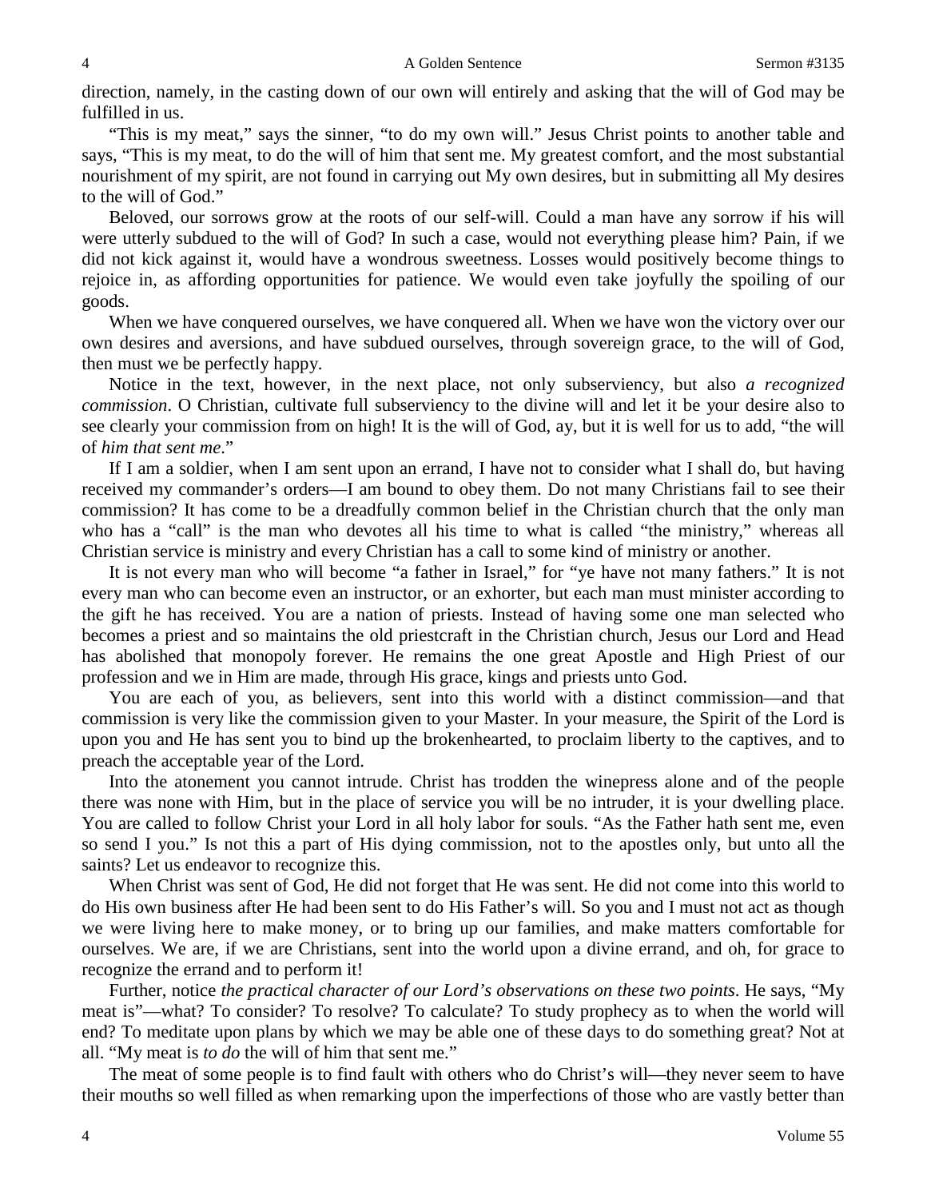direction, namely, in the casting down of our own will entirely and asking that the will of God may be fulfilled in us.

"This is my meat," says the sinner, "to do my own will." Jesus Christ points to another table and says, "This is my meat, to do the will of him that sent me. My greatest comfort, and the most substantial nourishment of my spirit, are not found in carrying out My own desires, but in submitting all My desires to the will of God."

Beloved, our sorrows grow at the roots of our self-will. Could a man have any sorrow if his will were utterly subdued to the will of God? In such a case, would not everything please him? Pain, if we did not kick against it, would have a wondrous sweetness. Losses would positively become things to rejoice in, as affording opportunities for patience. We would even take joyfully the spoiling of our goods.

When we have conquered ourselves, we have conquered all. When we have won the victory over our own desires and aversions, and have subdued ourselves, through sovereign grace, to the will of God, then must we be perfectly happy.

Notice in the text, however, in the next place, not only subserviency, but also *a recognized commission*. O Christian, cultivate full subserviency to the divine will and let it be your desire also to see clearly your commission from on high! It is the will of God, ay, but it is well for us to add, "the will of *him that sent me*."

If I am a soldier, when I am sent upon an errand, I have not to consider what I shall do, but having received my commander's orders—I am bound to obey them. Do not many Christians fail to see their commission? It has come to be a dreadfully common belief in the Christian church that the only man who has a "call" is the man who devotes all his time to what is called "the ministry," whereas all Christian service is ministry and every Christian has a call to some kind of ministry or another.

It is not every man who will become "a father in Israel," for "ye have not many fathers." It is not every man who can become even an instructor, or an exhorter, but each man must minister according to the gift he has received. You are a nation of priests. Instead of having some one man selected who becomes a priest and so maintains the old priestcraft in the Christian church, Jesus our Lord and Head has abolished that monopoly forever. He remains the one great Apostle and High Priest of our profession and we in Him are made, through His grace, kings and priests unto God.

You are each of you, as believers, sent into this world with a distinct commission—and that commission is very like the commission given to your Master. In your measure, the Spirit of the Lord is upon you and He has sent you to bind up the brokenhearted, to proclaim liberty to the captives, and to preach the acceptable year of the Lord.

Into the atonement you cannot intrude. Christ has trodden the winepress alone and of the people there was none with Him, but in the place of service you will be no intruder, it is your dwelling place. You are called to follow Christ your Lord in all holy labor for souls. "As the Father hath sent me, even so send I you." Is not this a part of His dying commission, not to the apostles only, but unto all the saints? Let us endeavor to recognize this.

When Christ was sent of God, He did not forget that He was sent. He did not come into this world to do His own business after He had been sent to do His Father's will. So you and I must not act as though we were living here to make money, or to bring up our families, and make matters comfortable for ourselves. We are, if we are Christians, sent into the world upon a divine errand, and oh, for grace to recognize the errand and to perform it!

Further, notice *the practical character of our Lord's observations on these two points*. He says, "My meat is"—what? To consider? To resolve? To calculate? To study prophecy as to when the world will end? To meditate upon plans by which we may be able one of these days to do something great? Not at all. "My meat is *to do* the will of him that sent me."

The meat of some people is to find fault with others who do Christ's will—they never seem to have their mouths so well filled as when remarking upon the imperfections of those who are vastly better than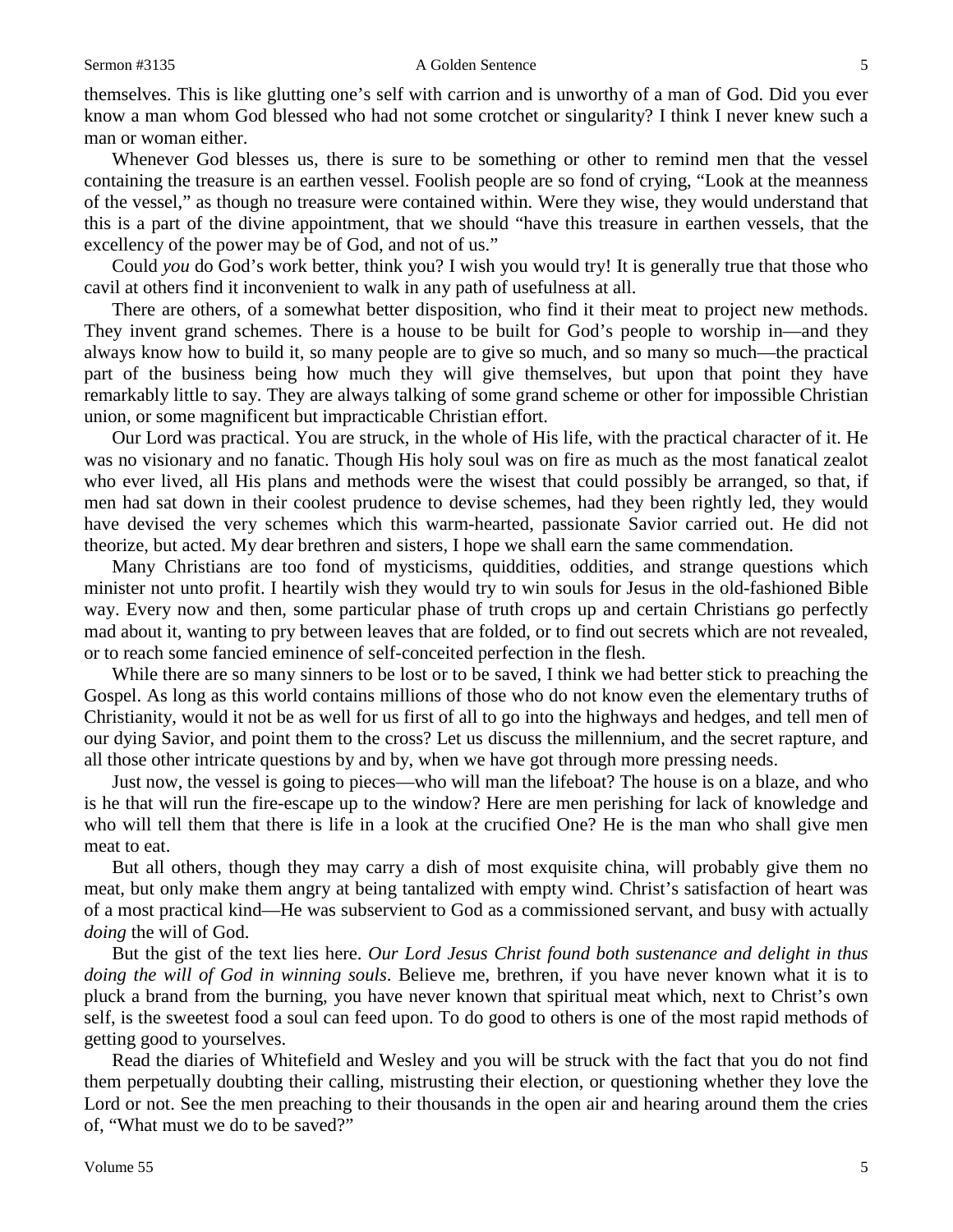themselves. This is like glutting one's self with carrion and is unworthy of a man of God. Did you ever know a man whom God blessed who had not some crotchet or singularity? I think I never knew such a man or woman either.

Whenever God blesses us, there is sure to be something or other to remind men that the vessel containing the treasure is an earthen vessel. Foolish people are so fond of crying, "Look at the meanness of the vessel," as though no treasure were contained within. Were they wise, they would understand that this is a part of the divine appointment, that we should "have this treasure in earthen vessels, that the excellency of the power may be of God, and not of us."

Could *you* do God's work better, think you? I wish you would try! It is generally true that those who cavil at others find it inconvenient to walk in any path of usefulness at all.

There are others, of a somewhat better disposition, who find it their meat to project new methods. They invent grand schemes. There is a house to be built for God's people to worship in—and they always know how to build it, so many people are to give so much, and so many so much—the practical part of the business being how much they will give themselves, but upon that point they have remarkably little to say. They are always talking of some grand scheme or other for impossible Christian union, or some magnificent but impracticable Christian effort.

Our Lord was practical. You are struck, in the whole of His life, with the practical character of it. He was no visionary and no fanatic. Though His holy soul was on fire as much as the most fanatical zealot who ever lived, all His plans and methods were the wisest that could possibly be arranged, so that, if men had sat down in their coolest prudence to devise schemes, had they been rightly led, they would have devised the very schemes which this warm-hearted, passionate Savior carried out. He did not theorize, but acted. My dear brethren and sisters, I hope we shall earn the same commendation.

Many Christians are too fond of mysticisms, quiddities, oddities, and strange questions which minister not unto profit. I heartily wish they would try to win souls for Jesus in the old-fashioned Bible way. Every now and then, some particular phase of truth crops up and certain Christians go perfectly mad about it, wanting to pry between leaves that are folded, or to find out secrets which are not revealed, or to reach some fancied eminence of self-conceited perfection in the flesh.

While there are so many sinners to be lost or to be saved, I think we had better stick to preaching the Gospel. As long as this world contains millions of those who do not know even the elementary truths of Christianity, would it not be as well for us first of all to go into the highways and hedges, and tell men of our dying Savior, and point them to the cross? Let us discuss the millennium, and the secret rapture, and all those other intricate questions by and by, when we have got through more pressing needs.

Just now, the vessel is going to pieces—who will man the lifeboat? The house is on a blaze, and who is he that will run the fire-escape up to the window? Here are men perishing for lack of knowledge and who will tell them that there is life in a look at the crucified One? He is the man who shall give men meat to eat.

But all others, though they may carry a dish of most exquisite china, will probably give them no meat, but only make them angry at being tantalized with empty wind. Christ's satisfaction of heart was of a most practical kind—He was subservient to God as a commissioned servant, and busy with actually *doing* the will of God.

But the gist of the text lies here. *Our Lord Jesus Christ found both sustenance and delight in thus doing the will of God in winning souls*. Believe me, brethren, if you have never known what it is to pluck a brand from the burning, you have never known that spiritual meat which, next to Christ's own self, is the sweetest food a soul can feed upon. To do good to others is one of the most rapid methods of getting good to yourselves.

Read the diaries of Whitefield and Wesley and you will be struck with the fact that you do not find them perpetually doubting their calling, mistrusting their election, or questioning whether they love the Lord or not. See the men preaching to their thousands in the open air and hearing around them the cries of, "What must we do to be saved?"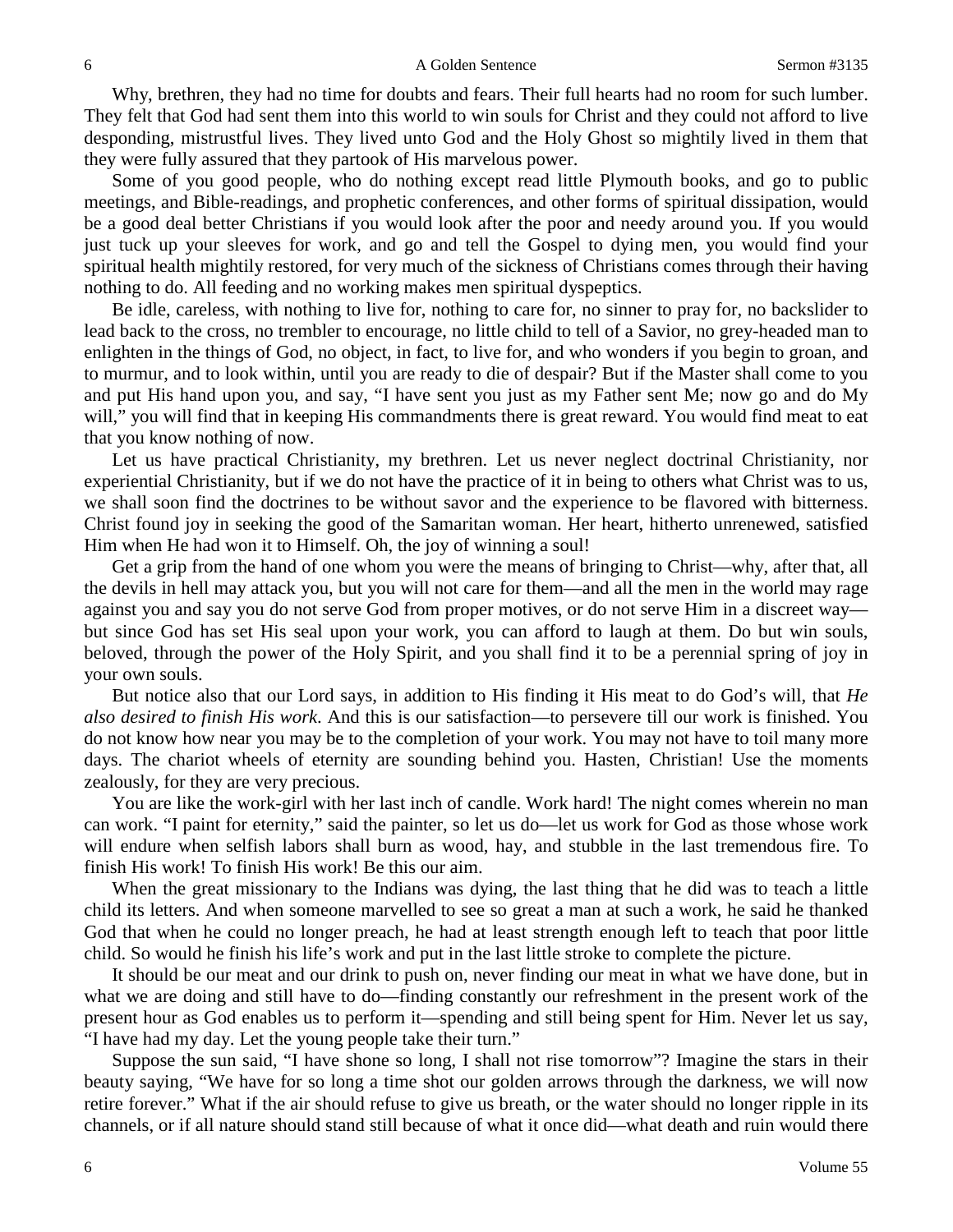Why, brethren, they had no time for doubts and fears. Their full hearts had no room for such lumber. They felt that God had sent them into this world to win souls for Christ and they could not afford to live desponding, mistrustful lives. They lived unto God and the Holy Ghost so mightily lived in them that they were fully assured that they partook of His marvelous power.

Some of you good people, who do nothing except read little Plymouth books, and go to public meetings, and Bible-readings, and prophetic conferences, and other forms of spiritual dissipation, would be a good deal better Christians if you would look after the poor and needy around you. If you would just tuck up your sleeves for work, and go and tell the Gospel to dying men, you would find your spiritual health mightily restored, for very much of the sickness of Christians comes through their having nothing to do. All feeding and no working makes men spiritual dyspeptics.

Be idle, careless, with nothing to live for, nothing to care for, no sinner to pray for, no backslider to lead back to the cross, no trembler to encourage, no little child to tell of a Savior, no grey-headed man to enlighten in the things of God, no object, in fact, to live for, and who wonders if you begin to groan, and to murmur, and to look within, until you are ready to die of despair? But if the Master shall come to you and put His hand upon you, and say, "I have sent you just as my Father sent Me; now go and do My will," you will find that in keeping His commandments there is great reward. You would find meat to eat that you know nothing of now.

Let us have practical Christianity, my brethren. Let us never neglect doctrinal Christianity, nor experiential Christianity, but if we do not have the practice of it in being to others what Christ was to us, we shall soon find the doctrines to be without savor and the experience to be flavored with bitterness. Christ found joy in seeking the good of the Samaritan woman. Her heart, hitherto unrenewed, satisfied Him when He had won it to Himself. Oh, the joy of winning a soul!

Get a grip from the hand of one whom you were the means of bringing to Christ—why, after that, all the devils in hell may attack you, but you will not care for them—and all the men in the world may rage against you and say you do not serve God from proper motives, or do not serve Him in a discreet way—but since God has set His seal upon your work, you can afford to laugh at them. Do but win souls, beloved, through the power of the Holy Spirit, and you shall find it to be a perennial spring of joy in your own souls.

But notice also that our Lord says, in addition to His finding it His meat to do God's will, that *He also desired to finish His work*. And this is our satisfaction—to persevere till our work is finished. You do not know how near you may be to the completion of your work. You may not have to toil many more days. The chariot wheels of eternity are sounding behind you. Hasten, Christian! Use the moments zealously, for they are very precious.

You are like the work-girl with her last inch of candle. Work hard! The night comes wherein no man can work. "I paint for eternity," said the painter, so let us do—let us work for God as those whose work will endure when selfish labors shall burn as wood, hay, and stubble in the last tremendous fire. To finish His work! To finish His work! Be this our aim.

When the great missionary to the Indians was dying, the last thing that he did was to teach a little child its letters. And when someone marvelled to see so great a man at such a work, he said he thanked God that when he could no longer preach, he had at least strength enough left to teach that poor little child. So would he finish his life's work and put in the last little stroke to complete the picture.

It should be our meat and our drink to push on, never finding our meat in what we have done, but in what we are doing and still have to do—finding constantly our refreshment in the present work of the present hour as God enables us to perform it—spending and still being spent for Him. Never let us say, "I have had my day. Let the young people take their turn."

Suppose the sun said, "I have shone so long, I shall not rise tomorrow"? Imagine the stars in their beauty saying, "We have for so long a time shot our golden arrows through the darkness, we will now retire forever." What if the air should refuse to give us breath, or the water should no longer ripple in its channels, or if all nature should stand still because of what it once did—what death and ruin would there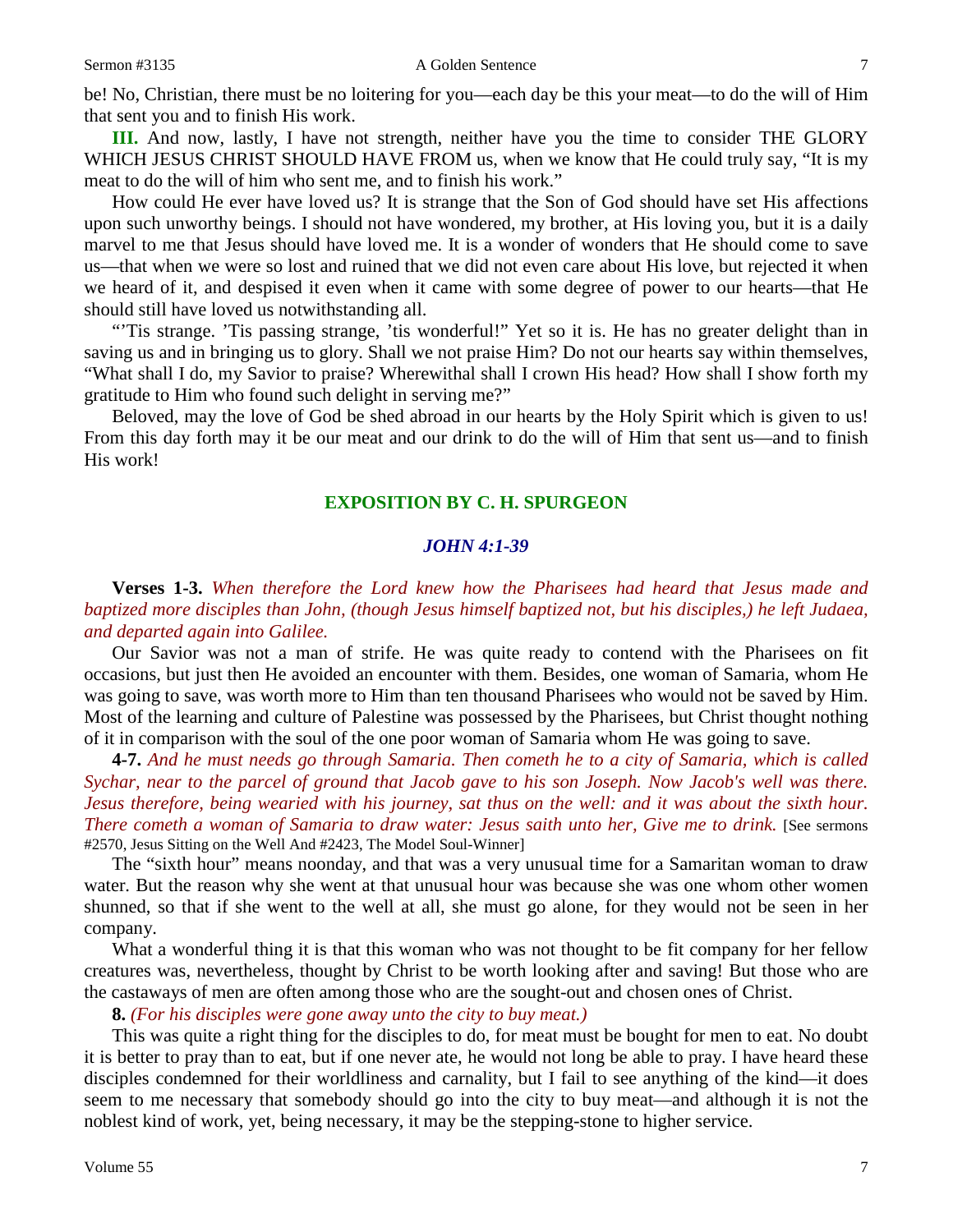be! No, Christian, there must be no loitering for you—each day be this your meat—to do the will of Him that sent you and to finish His work.

**III.** And now, lastly, I have not strength, neither have you the time to consider THE GLORY WHICH JESUS CHRIST SHOULD HAVE FROM us, when we know that He could truly say, "It is my meat to do the will of him who sent me, and to finish his work."

How could He ever have loved us? It is strange that the Son of God should have set His affections upon such unworthy beings. I should not have wondered, my brother, at His loving you, but it is a daily marvel to me that Jesus should have loved me. It is a wonder of wonders that He should come to save us—that when we were so lost and ruined that we did not even care about His love, but rejected it when we heard of it, and despised it even when it came with some degree of power to our hearts—that He should still have loved us notwithstanding all.

"'Tis strange. 'Tis passing strange, 'tis wonderful!" Yet so it is. He has no greater delight than in saving us and in bringing us to glory. Shall we not praise Him? Do not our hearts say within themselves, "What shall I do, my Savior to praise? Wherewithal shall I crown His head? How shall I show forth my gratitude to Him who found such delight in serving me?"

Beloved, may the love of God be shed abroad in our hearts by the Holy Spirit which is given to us! From this day forth may it be our meat and our drink to do the will of Him that sent us—and to finish His work!

## EXPOSITION BY C. H. SPURGEON

### *JOHN 4:1-39*

**Verses 1-3.** *When therefore the Lord knew how the Pharisees had heard that Jesus made and baptized more disciples than John, (though Jesus himself baptized not, but his disciples,) he left Judaea, and departed again into Galilee.*

Our Savior was not a man of strife. He was quite ready to contend with the Pharisees on fit occasions, but just then He avoided an encounter with them. Besides, one woman of Samaria, whom He was going to save, was worth more to Him than ten thousand Pharisees who would not be saved by Him. Most of the learning and culture of Palestine was possessed by the Pharisees, but Christ thought nothing of it in comparison with the soul of the one poor woman of Samaria whom He was going to save.

**4-7.** *And he must needs go through Samaria. Then cometh he to a city of Samaria, which is called Sychar, near to the parcel of ground that Jacob gave to his son Joseph. Now Jacob's well was there. Jesus therefore, being wearied with his journey, sat thus on the well: and it was about the sixth hour. There cometh a woman of Samaria to draw water: Jesus saith unto her, Give me to drink.* [See sermons #2570, Jesus Sitting on the Well And #2423, The Model Soul-Winner]

The "sixth hour" means noonday, and that was a very unusual time for a Samaritan woman to draw water. But the reason why she went at that unusual hour was because she was one whom other women shunned, so that if she went to the well at all, she must go alone, for they would not be seen in her company.

What a wonderful thing it is that this woman who was not thought to be fit company for her fellow creatures was, nevertheless, thought by Christ to be worth looking after and saving! But those who are the castaways of men are often among those who are the sought-out and chosen ones of Christ.

**8.** *(For his disciples were gone away unto the city to buy meat.)*

This was quite a right thing for the disciples to do, for meat must be bought for men to eat. No doubt it is better to pray than to eat, but if one never ate, he would not long be able to pray. I have heard these disciples condemned for their worldliness and carnality, but I fail to see anything of the kind—it does seem to me necessary that somebody should go into the city to buy meat—and although it is not the noblest kind of work, yet, being necessary, it may be the stepping-stone to higher service.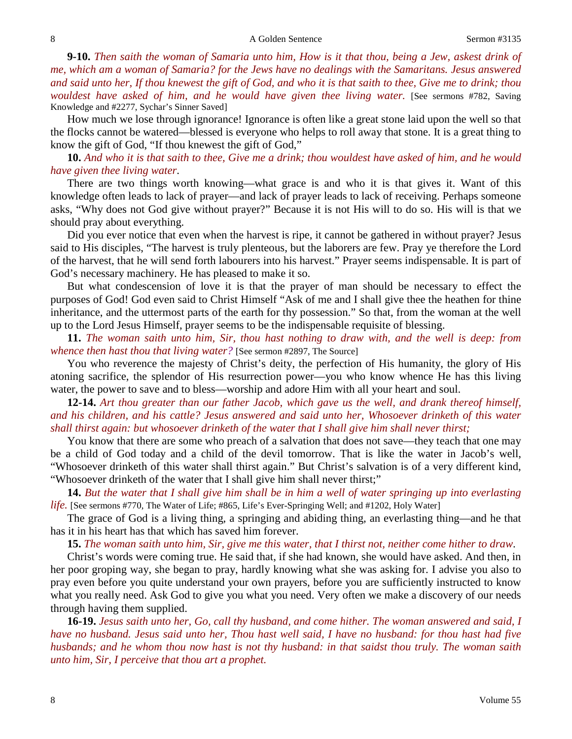**9-10.** *Then saith the woman of Samaria unto him, How is it that thou, being a Jew, askest drink of me, which am a woman of Samaria? for the Jews have no dealings with the Samaritans. Jesus answered and said unto her, If thou knewest the gift of God, and who it is that saith to thee, Give me to drink; thou wouldest have asked of him, and he would have given thee living water.* [See sermons #782, Saving Knowledge and #2277, Sychar's Sinner Saved]

How much we lose through ignorance! Ignorance is often like a great stone laid upon the well so that the flocks cannot be watered—blessed is everyone who helps to roll away that stone. It is a great thing to know the gift of God, "If thou knewest the gift of God,"

**10.** *And who it is that saith to thee, Give me a drink; thou wouldest have asked of him, and he would have given thee living water.*

There are two things worth knowing—what grace is and who it is that gives it. Want of this knowledge often leads to lack of prayer—and lack of prayer leads to lack of receiving. Perhaps someone asks, "Why does not God give without prayer?" Because it is not His will to do so. His will is that we should pray about everything.

Did you ever notice that even when the harvest is ripe, it cannot be gathered in without prayer? Jesus said to His disciples, "The harvest is truly plenteous, but the laborers are few. Pray ye therefore the Lord of the harvest, that he will send forth labourers into his harvest." Prayer seems indispensable. It is part of God's necessary machinery. He has pleased to make it so.

But what condescension of love it is that the prayer of man should be necessary to effect the purposes of God! God even said to Christ Himself "Ask of me and I shall give thee the heathen for thine inheritance, and the uttermost parts of the earth for thy possession." So that, from the woman at the well up to the Lord Jesus Himself, prayer seems to be the indispensable requisite of blessing.

**11.** *The woman saith unto him, Sir, thou hast nothing to draw with, and the well is deep: from whence then hast thou that living water?* [See sermon #2897, The Source]

You who reverence the majesty of Christ's deity, the perfection of His humanity, the glory of His atoning sacrifice, the splendor of His resurrection power—you who know whence He has this living water, the power to save and to bless—worship and adore Him with all your heart and soul.

**12-14.** *Art thou greater than our father Jacob, which gave us the well, and drank thereof himself, and his children, and his cattle? Jesus answered and said unto her, Whosoever drinketh of this water shall thirst again: but whosoever drinketh of the water that I shall give him shall never thirst;*

You know that there are some who preach of a salvation that does not save—they teach that one may be a child of God today and a child of the devil tomorrow. That is like the water in Jacob's well, "Whosoever drinketh of this water shall thirst again." But Christ's salvation is of a very different kind, "Whosoever drinketh of the water that I shall give him shall never thirst;"

**14.** *But the water that I shall give him shall be in him a well of water springing up into everlasting life.* [See sermons #770, The Water of Life; #865, Life's Ever-Springing Well; and #1202, Holy Water]

The grace of God is a living thing, a springing and abiding thing, an everlasting thing—and he that has it in his heart has that which has saved him forever.

**15.** *The woman saith unto him, Sir, give me this water, that I thirst not, neither come hither to draw.*

Christ's words were coming true. He said that, if she had known, she would have asked. And then, in her poor groping way, she began to pray, hardly knowing what she was asking for. I advise you also to pray even before you quite understand your own prayers, before you are sufficiently instructed to know what you really need. Ask God to give you what you need. Very often we make a discovery of our needs through having them supplied.

**16-19.** *Jesus saith unto her, Go, call thy husband, and come hither. The woman answered and said, I have no husband. Jesus said unto her, Thou hast well said, I have no husband: for thou hast had five husbands; and he whom thou now hast is not thy husband: in that saidst thou truly. The woman saith unto him, Sir, I perceive that thou art a prophet.*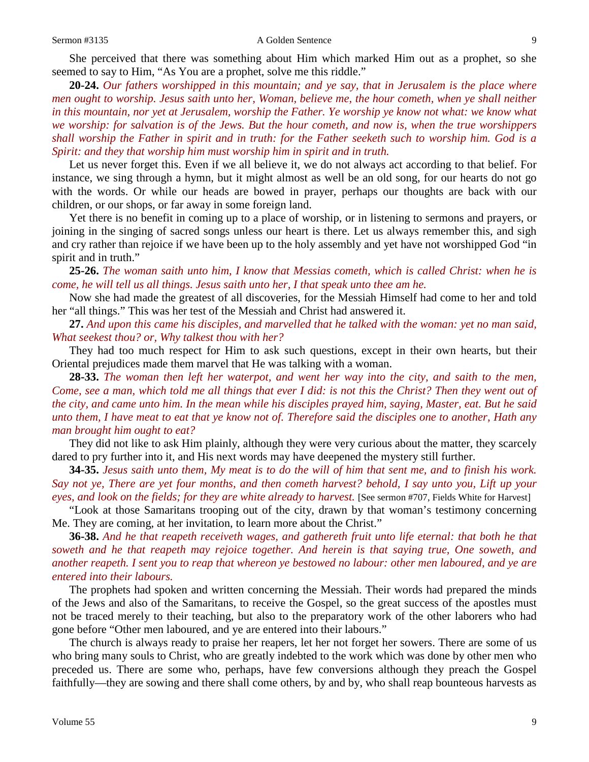She perceived that there was something about Him which marked Him out as a prophet, so she seemed to say to Him, "As You are a prophet, solve me this riddle."

**20-24.** *Our fathers worshipped in this mountain; and ye say, that in Jerusalem is the place where men ought to worship. Jesus saith unto her, Woman, believe me, the hour cometh, when ye shall neither in this mountain, nor yet at Jerusalem, worship the Father. Ye worship ye know not what: we know what we worship: for salvation is of the Jews. But the hour cometh, and now is, when the true worshippers shall worship the Father in spirit and in truth: for the Father seeketh such to worship him. God is a Spirit: and they that worship him must worship him in spirit and in truth.*

Let us never forget this. Even if we all believe it, we do not always act according to that belief. For instance, we sing through a hymn, but it might almost as well be an old song, for our hearts do not go with the words. Or while our heads are bowed in prayer, perhaps our thoughts are back with our children, or our shops, or far away in some foreign land.

Yet there is no benefit in coming up to a place of worship, or in listening to sermons and prayers, or joining in the singing of sacred songs unless our heart is there. Let us always remember this, and sigh and cry rather than rejoice if we have been up to the holy assembly and yet have not worshipped God "in spirit and in truth."

**25-26.** *The woman saith unto him, I know that Messias cometh, which is called Christ: when he is come, he will tell us all things. Jesus saith unto her, I that speak unto thee am he.*

Now she had made the greatest of all discoveries, for the Messiah Himself had come to her and told her "all things." This was her test of the Messiah and Christ had answered it.

**27.** *And upon this came his disciples, and marvelled that he talked with the woman: yet no man said, What seekest thou? or, Why talkest thou with her?*

They had too much respect for Him to ask such questions, except in their own hearts, but their Oriental prejudices made them marvel that He was talking with a woman.

**28-33.** *The woman then left her waterpot, and went her way into the city, and saith to the men, Come, see a man, which told me all things that ever I did: is not this the Christ? Then they went out of the city, and came unto him. In the mean while his disciples prayed him, saying, Master, eat. But he said unto them, I have meat to eat that ye know not of. Therefore said the disciples one to another, Hath any man brought him ought to eat?*

They did not like to ask Him plainly, although they were very curious about the matter, they scarcely dared to pry further into it, and His next words may have deepened the mystery still further.

**34-35.** *Jesus saith unto them, My meat is to do the will of him that sent me, and to finish his work. Say not ye, There are yet four months, and then cometh harvest? behold, I say unto you, Lift up your eyes, and look on the fields; for they are white already to harvest.* [See sermon #707, Fields White for Harvest]

"Look at those Samaritans trooping out of the city, drawn by that woman's testimony concerning Me. They are coming, at her invitation, to learn more about the Christ."

**36-38.** *And he that reapeth receiveth wages, and gathereth fruit unto life eternal: that both he that soweth and he that reapeth may rejoice together. And herein is that saying true, One soweth, and another reapeth. I sent you to reap that whereon ye bestowed no labour: other men laboured, and ye are entered into their labours.*

The prophets had spoken and written concerning the Messiah. Their words had prepared the minds of the Jews and also of the Samaritans, to receive the Gospel, so the great success of the apostles must not be traced merely to their teaching, but also to the preparatory work of the other laborers who had gone before "Other men laboured, and ye are entered into their labours."

The church is always ready to praise her reapers, let her not forget her sowers. There are some of us who bring many souls to Christ, who are greatly indebted to the work which was done by other men who preceded us. There are some who, perhaps, have few conversions although they preach the Gospel faithfully—they are sowing and there shall come others, by and by, who shall reap bounteous harvests as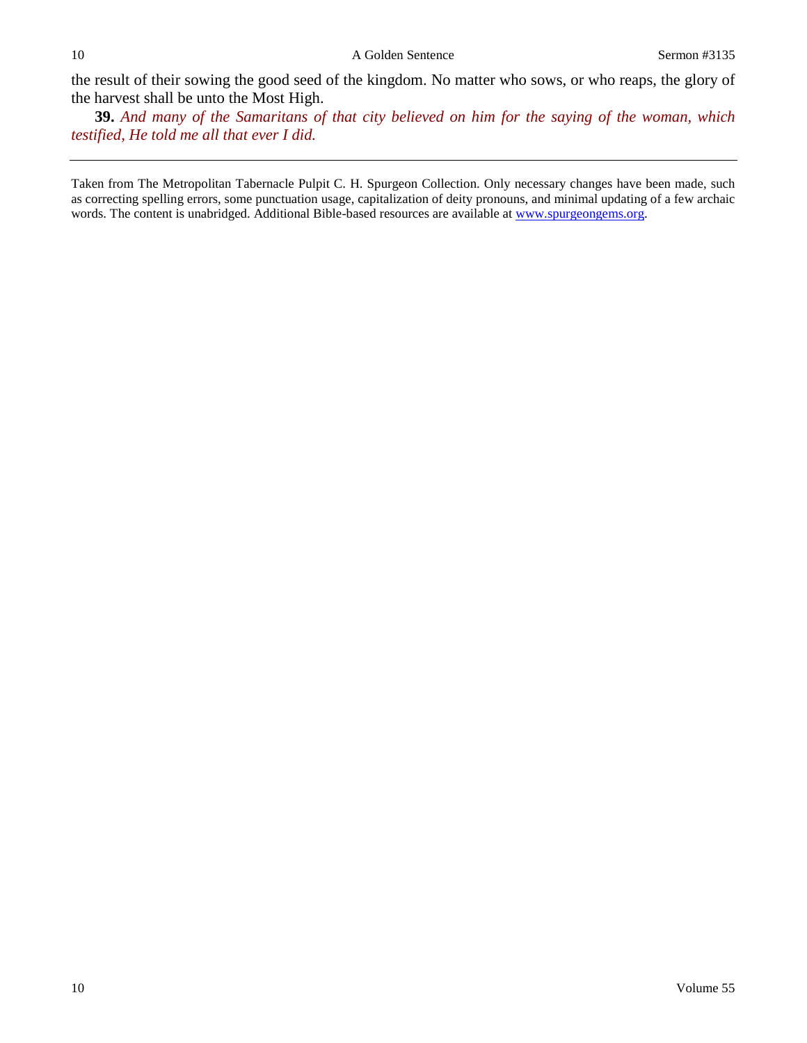the result of their sowing the good seed of the kingdom. No matter who sows, or who reaps, the glory of the harvest shall be unto the Most High.

**39.** *And many of the Samaritans of that city believed on him for the saying of the woman, which testified, He told me all that ever I did.*

---

Taken from The Metropolitan Tabernacle Pulpit C. H. Spurgeon Collection. Only necessary changes have been made, such as correcting spelling errors, some punctuation usage, capitalization of deity pronouns, and minimal updating of a few archaic words. The content is unabridged. Additional Bible-based resources are available at [www.spurgeongems.org](http://www.spurgeongems.org).